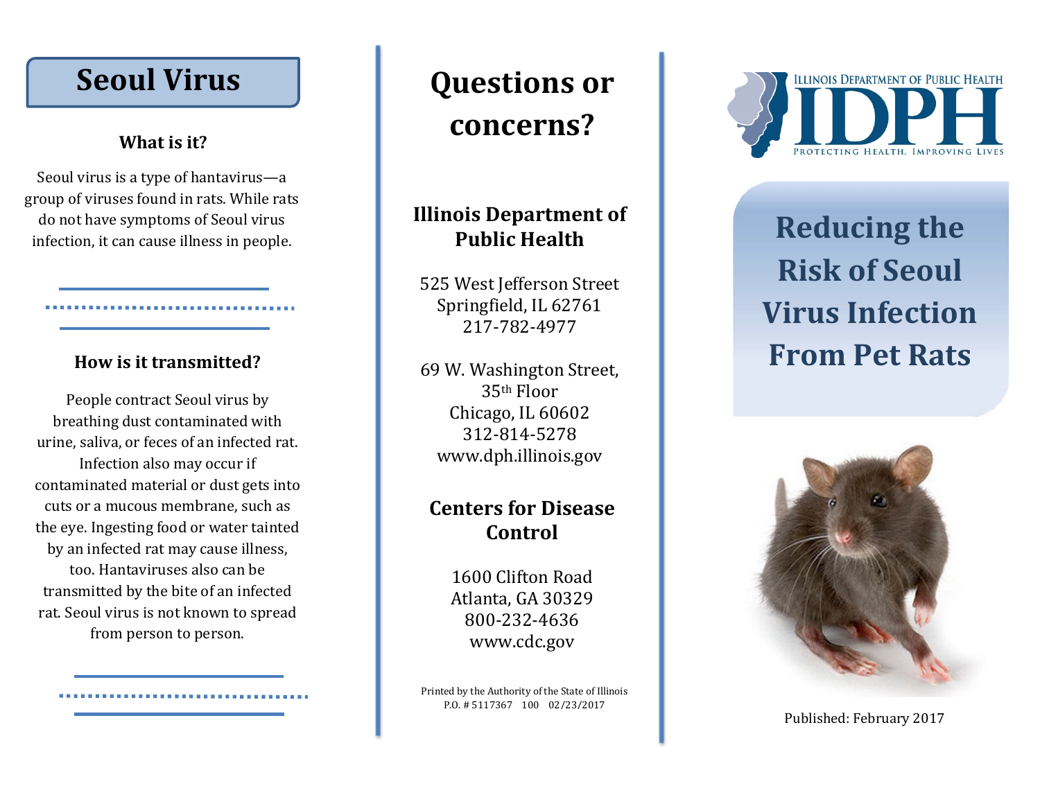# Seoul Virus

### What is it?

Seoul virus is a type of hantavirus—a group of viruses found in rats. While rats do not have symptoms of Seoul virus infection, it can cause illness in people.

### How is it transmitted?

People contract Seoul virus by breathing dust contaminated with urine, saliva, or feces of an infected rat. Infection also may occur if contaminated material or dust gets into cuts or a mucous membrane, such as the eye. Ingesting food or water tainted by an infected rat may cause illness, too. Hantaviruses also can be transmitted by the bite of an infected rat. Seoul virus is not known to spread from person to person.

# Questions or concerns?

### Illinois Department of Public Health

525 West Jefferson Street
Springfield, IL 62761
217-782-4977

69 W. Washington Street, 35th Floor
Chicago, IL 60602
312-814-5278
www.dph.illinois.gov

### Centers for Disease Control

1600 Clifton Road
Atlanta, GA 30329
800-232-4636
www.cdc.gov

Printed by the Authority of the State of Illinois
P.O. # 5117367 100 02/23/2017

ILLINOIS DEPARTMENT OF PUBLIC HEALTH
IDPH
PROTECTING HEALTH, IMPROVING LIVES

# Reducing the Risk of Seoul Virus Infection From Pet Rats

Published: February 2017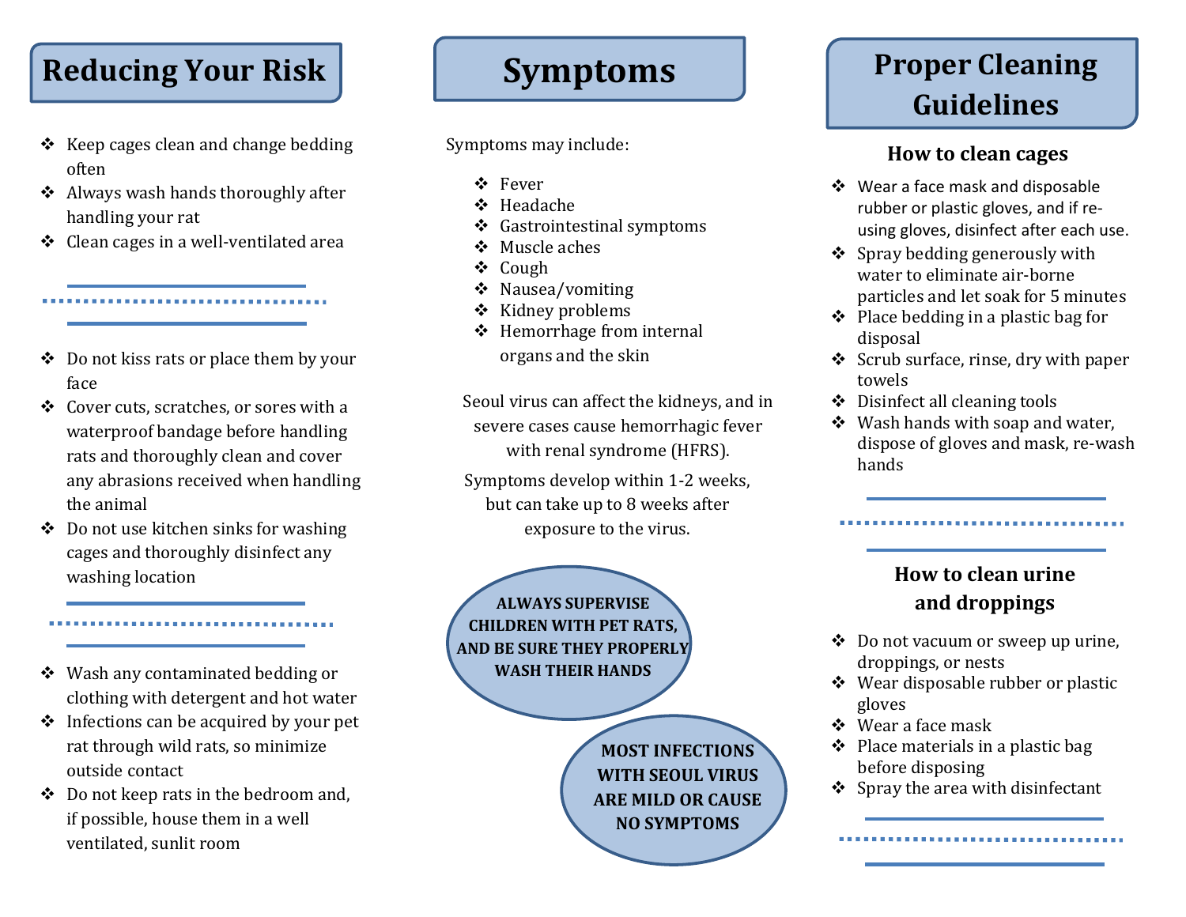## Reducing Your Risk

- Keep cages clean and change bedding often
- Always wash hands thoroughly after handling your rat
- Clean cages in a well-ventilated area

---

- Do not kiss rats or place them by your face
- Cover cuts, scratches, or sores with a waterproof bandage before handling rats and thoroughly clean and cover any abrasions received when handling the animal
- Do not use kitchen sinks for washing cages and thoroughly disinfect any washing location

---

- Wash any contaminated bedding or clothing with detergent and hot water
- Infections can be acquired by your pet rat through wild rats, so minimize outside contact
- Do not keep rats in the bedroom and, if possible, house them in a well ventilated, sunlit room

## Symptoms

Symptoms may include:

- Fever
- Headache
- Gastrointestinal symptoms
- Muscle aches
- Cough
- Nausea/vomiting
- Kidney problems
- Hemorrhage from internal organs and the skin

Seoul virus can affect the kidneys, and in severe cases cause hemorrhagic fever with renal syndrome (HFRS).

Symptoms develop within 1-2 weeks, but can take up to 8 weeks after exposure to the virus.

**ALWAYS SUPERVISE CHILDREN WITH PET RATS, AND BE SURE THEY PROPERLY WASH THEIR HANDS**

**MOST INFECTIONS WITH SEOUL VIRUS ARE MILD OR CAUSE NO SYMPTOMS**

## Proper Cleaning Guidelines

### How to clean cages

- Wear a face mask and disposable rubber or plastic gloves, and if re-using gloves, disinfect after each use.
- Spray bedding generously with water to eliminate air-borne particles and let soak for 5 minutes
- Place bedding in a plastic bag for disposal
- Scrub surface, rinse, dry with paper towels
- Disinfect all cleaning tools
- Wash hands with soap and water, dispose of gloves and mask, re-wash hands

---

### How to clean urine and droppings

- Do not vacuum or sweep up urine, droppings, or nests
- Wear disposable rubber or plastic gloves
- Wear a face mask
- Place materials in a plastic bag before disposing
- Spray the area with disinfectant